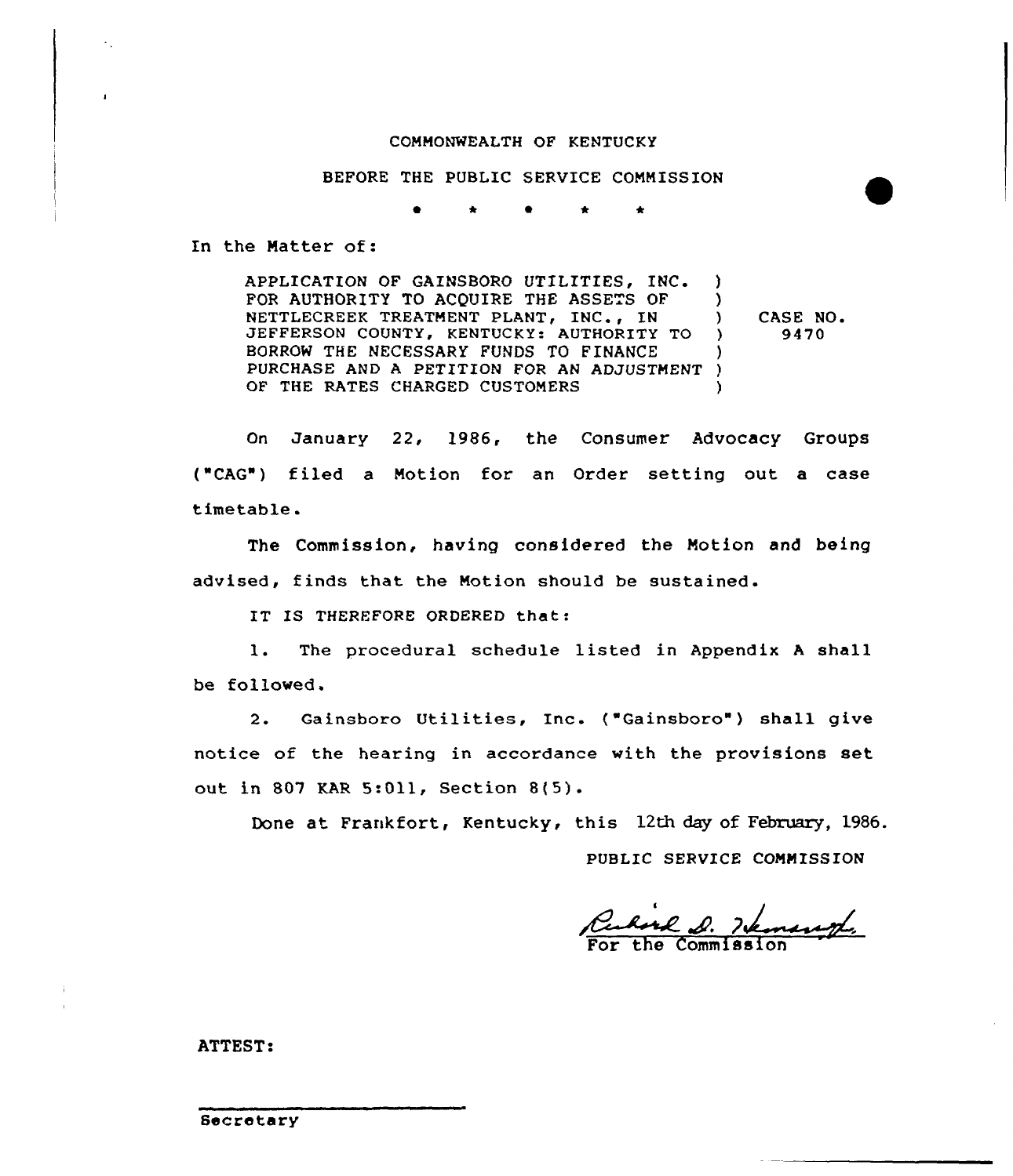COMMONWEALTH OF KENTUCKY

BEFORE THE PUBLIC SERVICE COMMISSION

\* \* \* \* \*

In the Matter of:

| | | |
|---|---|---|
| APPLICATION OF GAINSBORO UTILITIES, INC. FOR AUTHORITY TO ACQUIRE THE ASSETS OF NETTLECREEK TREATMENT PLANT, INC., IN JEFFERSON COUNTY, KENTUCKY: AUTHORITY TO BORROW THE NECESSARY FUNDS TO FINANCE PURCHASE AND A PETITION FOR AN ADJUSTMENT OF THE RATES CHARGED CUSTOMERS | ) | CASE NO. 9470 |

On January 22, 1986, the Consumer Advocacy Groups ("CAG") filed a Motion for an Order setting out a case timetable.

The Commission, having considered the Motion and being advised, finds that the Motion should be sustained.

IT IS THEREFORE ORDERED that:

1. The procedural schedule listed in Appendix A shall be followed.

2. Gainsboro Utilities, Inc. ("Gainsboro") shall give notice of the hearing in accordance with the provisions set out in 807 KAR 5:011, Section 8(5).

Done at Frankfort, Kentucky, this 12th day of February, 1986.

PUBLIC SERVICE COMMISSION

For the Commission

ATTEST:

Secretary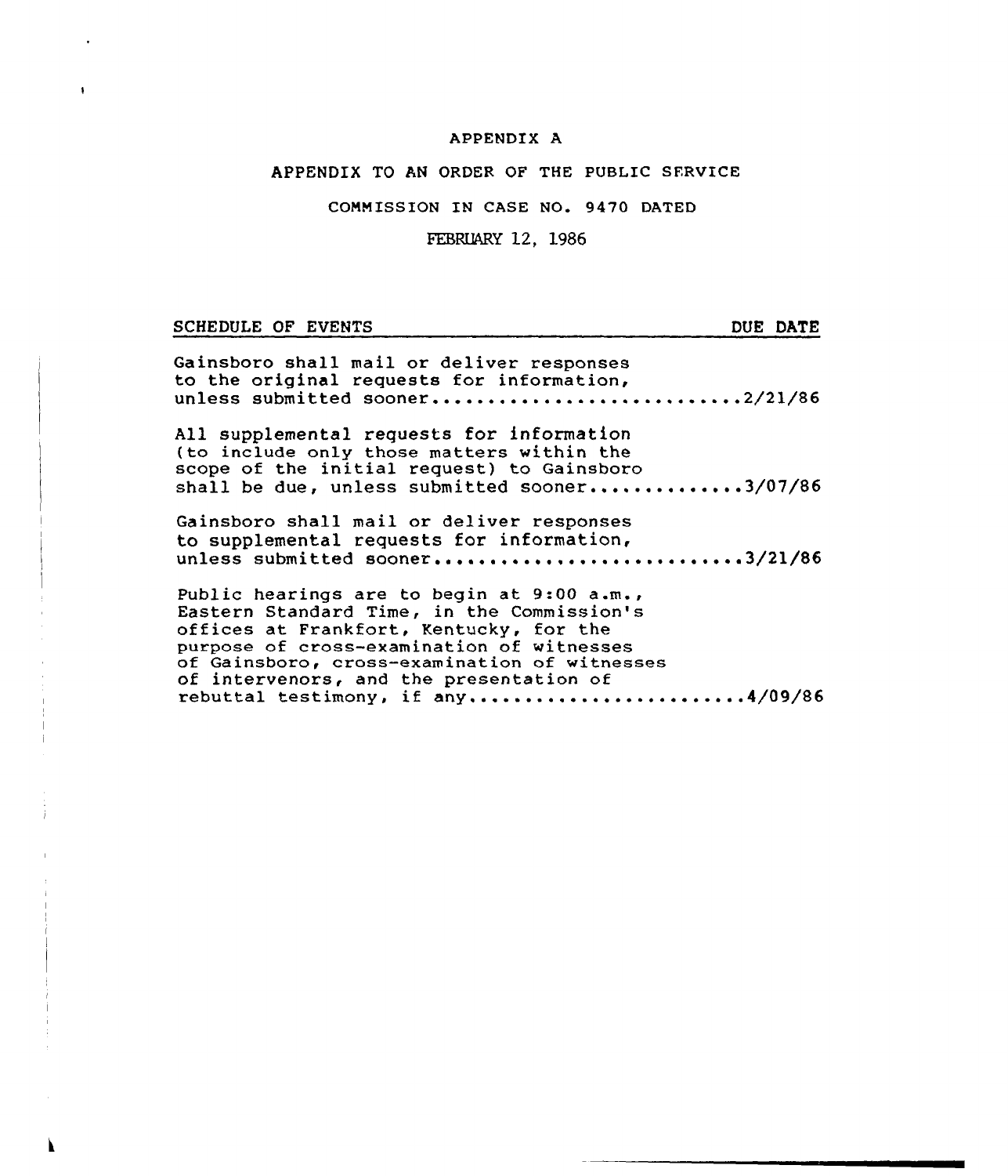APPENDIX A

APPENDIX TO AN ORDER OF THE PUBLIC SERVICE

COMMISSION IN CASE NO. 9470 DATED

FEBRUARY 12, 1986

| SCHEDULE OF EVENTS | DUE DATE |
|---|---|
| Gainsboro shall mail or deliver responses to the original requests for information, unless submitted sooner........................... | 2/21/86 |
| All supplemental requests for information (to include only those matters within the scope of the initial request) to Gainsboro shall be due, unless submitted sooner.............. | 3/07/86 |
| Gainsboro shall mail or deliver responses to supplemental requests for information, unless submitted sooner........................... | 3/21/86 |
| Public hearings are to begin at 9:00 a.m., Eastern Standard Time, in the Commission's offices at Frankfort, Kentucky, for the purpose of cross-examination of witnesses of Gainsboro, cross-examination of witnesses of intervenors, and the presentation of rebuttal testimony, if any........................ | 4/09/86 |